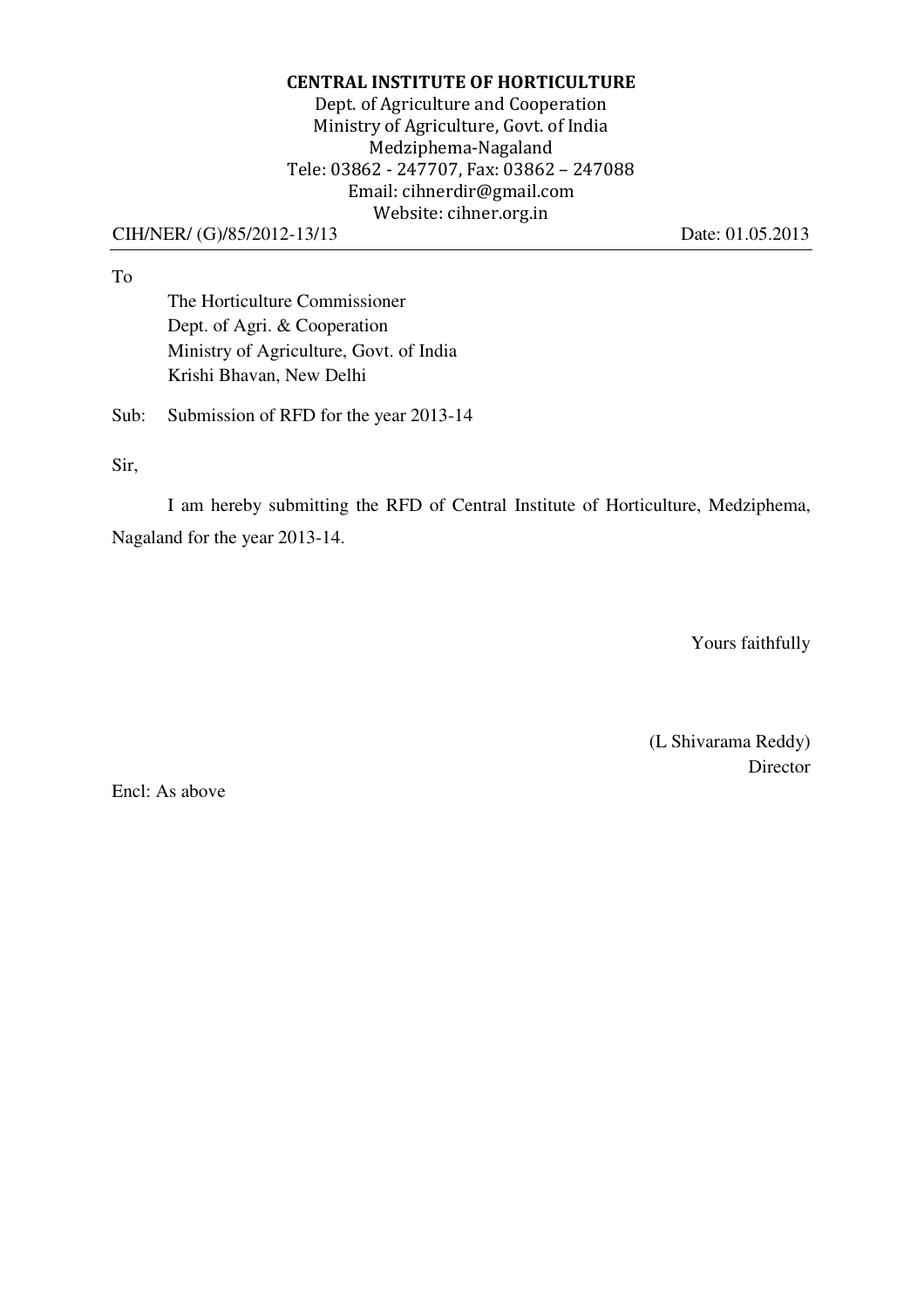**CENTRAL INSTITUTE OF HORTICULTURE**
Dept. of Agriculture and Cooperation
Ministry of Agriculture, Govt. of India
Medziphema-Nagaland
Tele: 03862 - 247707, Fax: 03862 – 247088
Email: cihnerdir@gmail.com
Website: cihner.org.in

CIH/NER/ (G)/85/2012-13/13 Date: 01.05.2013

---

To

The Horticulture Commissioner
Dept. of Agri. & Cooperation
Ministry of Agriculture, Govt. of India
Krishi Bhavan, New Delhi

Sub: Submission of RFD for the year 2013-14

Sir,

I am hereby submitting the RFD of Central Institute of Horticulture, Medziphema, Nagaland for the year 2013-14.

Yours faithfully

(L Shivarama Reddy)
Director

Encl: As above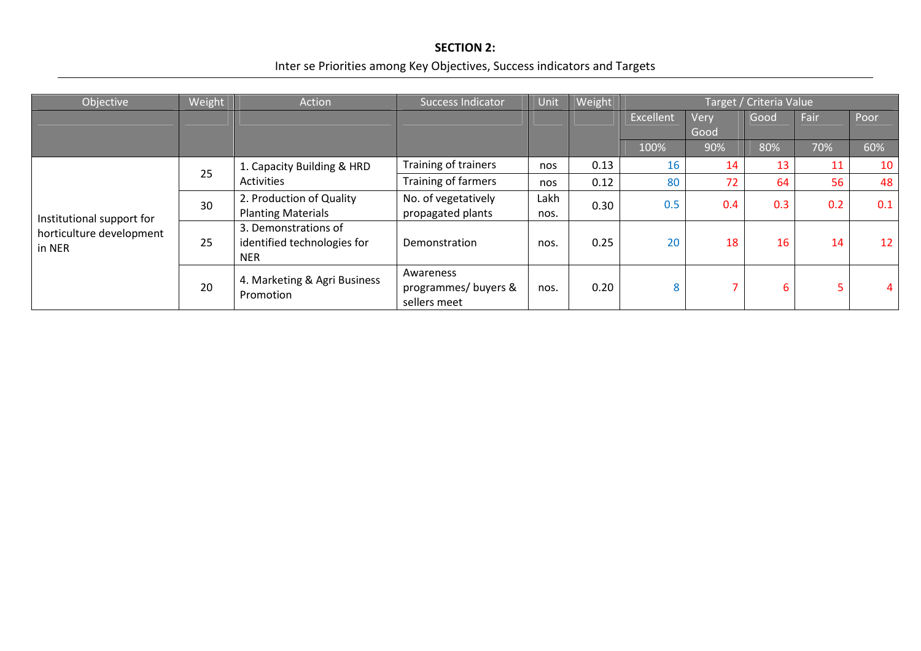**SECTION 2:**

Inter se Priorities among Key Objectives, Success indicators and Targets

| Objective | Weight | Action | Success Indicator | Unit | Weight | Target / Criteria Value | | | | |
|---|---|---|---|---|---|---|---|---|---|---|
| | | | | | | Excellent | Very Good | Good | Fair | Poor |
| | | | | | | 100% | 90% | 80% | 70% | 60% |
| Institutional support for horticulture development in NER | 25 | 1. Capacity Building & HRD Activities | Training of trainers | nos | 0.13 | 16 | 14 | 13 | 11 | 10 |
| | | | Training of farmers | nos | 0.12 | 80 | 72 | 64 | 56 | 48 |
| | 30 | 2. Production of Quality Planting Materials | No. of vegetatively propagated plants | Lakh nos. | 0.30 | 0.5 | 0.4 | 0.3 | 0.2 | 0.1 |
| | 25 | 3. Demonstrations of identified technologies for NER | Demonstration | nos. | 0.25 | 20 | 18 | 16 | 14 | 12 |
| | 20 | 4. Marketing & Agri Business Promotion | Awareness programmes/ buyers & sellers meet | nos. | 0.20 | 8 | 7 | 6 | 5 | 4 |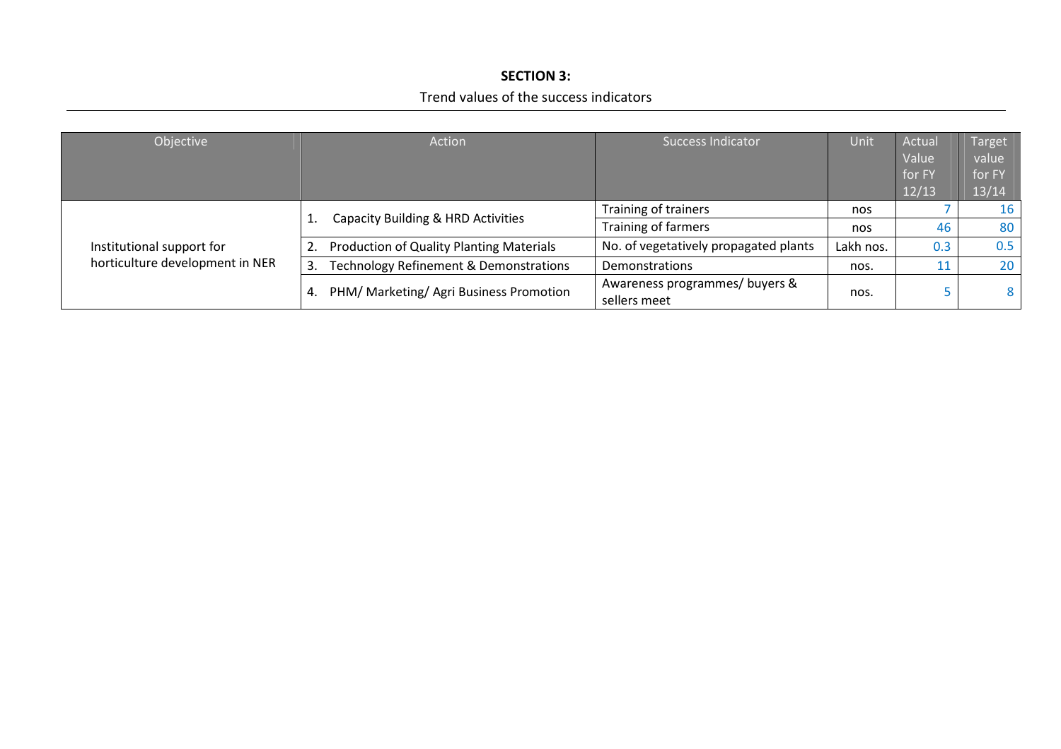**SECTION 3:**

Trend values of the success indicators

| Objective | Action | Success Indicator | Unit | Actual Value for FY 12/13 | Target value for FY 13/14 |
|---|---|---|---|---|---|
| Institutional support for horticulture development in NER | 1. Capacity Building & HRD Activities | Training of trainers | nos | 7 | 16 |
| | | Training of farmers | nos | 46 | 80 |
| | 2. Production of Quality Planting Materials | No. of vegetatively propagated plants | Lakh nos. | 0.3 | 0.5 |
| | 3. Technology Refinement & Demonstrations | Demonstrations | nos. | 11 | 20 |
| | 4. PHM/ Marketing/ Agri Business Promotion | Awareness programmes/ buyers & sellers meet | nos. | 5 | 8 |